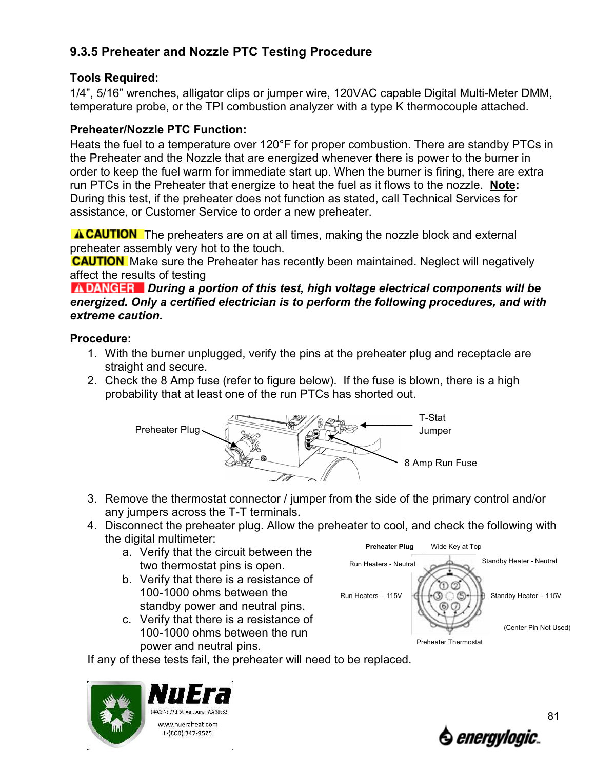### 9.3.5 Preheater and Nozzle PTC Testing Procedure

**Tools Required:**

1/4", 5/16" wrenches, alligator clips or jumper wire, 120VAC capable Digital Multi-Meter DMM, temperature probe, or the TPI combustion analyzer with a type K thermocouple attached.

**Preheater/Nozzle PTC Function:**

Heats the fuel to a temperature over 120°F for proper combustion. There are standby PTCs in the Preheater and the Nozzle that are energized whenever there is power to the burner in order to keep the fuel warm for immediate start up. When the burner is firing, there are extra run PTCs in the Preheater that energize to heat the fuel as it flows to the nozzle. **Note:** During this test, if the preheater does not function as stated, call Technical Services for assistance, or Customer Service to order a new preheater.

**⚠CAUTION** The preheaters are on at all times, making the nozzle block and external preheater assembly very hot to the touch.

**CAUTION** Make sure the Preheater has recently been maintained. Neglect will negatively affect the results of testing

**⚠DANGER** ***During a portion of this test, high voltage electrical components will be energized. Only a certified electrician is to perform the following procedures, and with extreme caution.***

**Procedure:**

1. With the burner unplugged, verify the pins at the preheater plug and receptacle are straight and secure.
2. Check the 8 Amp fuse (refer to figure below). If the fuse is blown, there is a high probability that at least one of the run PTCs has shorted out.

Preheater Plug — T-Stat Jumper — 8 Amp Run Fuse

3. Remove the thermostat connector / jumper from the side of the primary control and/or any jumpers across the T-T terminals.
4. Disconnect the preheater plug. Allow the preheater to cool, and check the following with the digital multimeter:
   a. Verify that the circuit between the two thermostat pins is open.
   b. Verify that there is a resistance of 100-1000 ohms between the standby power and neutral pins.
   c. Verify that there is a resistance of 100-1000 ohms between the run power and neutral pins.

**Preheater Plug** — Wide Key at Top; Run Heaters - Neutral; Standby Heater - Neutral; Run Heaters – 115V; Standby Heater – 115V; (Center Pin Not Used); Preheater Thermostat

If any of these tests fail, the preheater will need to be replaced.

NuEra
14409 NE 79th St, Vancouver, WA 98682
www.nueraheat.com
1-(800) 347-9575

energylogic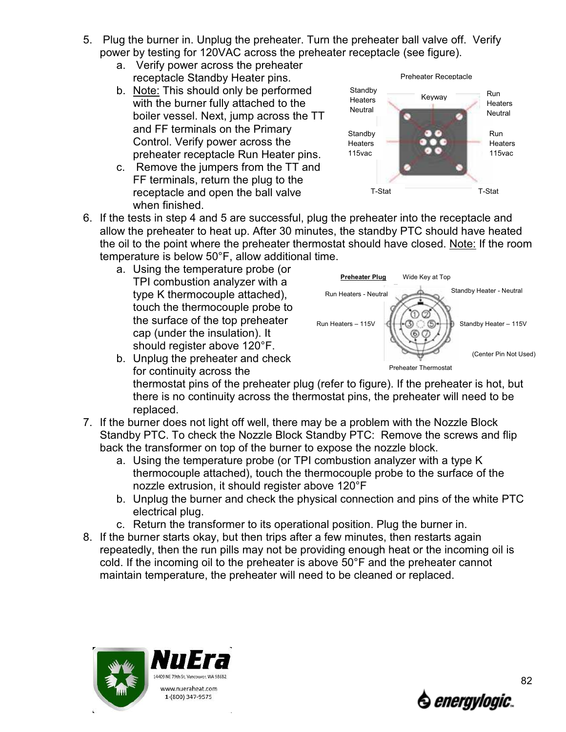5. Plug the burner in. Unplug the preheater. Turn the preheater ball valve off. Verify power by testing for 120VAC across the preheater receptacle (see figure).
   a. Verify power across the preheater receptacle Standby Heater pins.
   b. Note: This should only be performed with the burner fully attached to the boiler vessel. Next, jump across the TT and FF terminals on the Primary Control. Verify power across the preheater receptacle Run Heater pins.
   c. Remove the jumpers from the TT and FF terminals, return the plug to the receptacle and open the ball valve when finished.

Preheater Receptacle

Standby Heaters Neutral

Keyway

Run Heaters Neutral

Standby Heaters 115vac

Run Heaters 115vac

T-Stat

T-Stat

6. If the tests in step 4 and 5 are successful, plug the preheater into the receptacle and allow the preheater to heat up. After 30 minutes, the standby PTC should have heated the oil to the point where the preheater thermostat should have closed. Note: If the room temperature is below 50°F, allow additional time.
   a. Using the temperature probe (or TPI combustion analyzer with a type K thermocouple attached), touch the thermocouple probe to the surface of the top preheater cap (under the insulation). It should register above 120°F.
   b. Unplug the preheater and check for continuity across the thermostat pins of the preheater plug (refer to figure). If the preheater is hot, but there is no continuity across the thermostat pins, the preheater will need to be replaced.

Preheater Plug

Wide Key at Top

Run Heaters - Neutral

Standby Heater - Neutral

Run Heaters – 115V

Standby Heater – 115V

(Center Pin Not Used)

Preheater Thermostat

7. If the burner does not light off well, there may be a problem with the Nozzle Block Standby PTC. To check the Nozzle Block Standby PTC: Remove the screws and flip back the transformer on top of the burner to expose the nozzle block.
   a. Using the temperature probe (or TPI combustion analyzer with a type K thermocouple attached), touch the thermocouple probe to the surface of the nozzle extrusion, it should register above 120°F
   b. Unplug the burner and check the physical connection and pins of the white PTC electrical plug.
   c. Return the transformer to its operational position. Plug the burner in.
8. If the burner starts okay, but then trips after a few minutes, then restarts again repeatedly, then the run pills may not be providing enough heat or the incoming oil is cold. If the incoming oil to the preheater is above 50°F and the preheater cannot maintain temperature, the preheater will need to be cleaned or replaced.